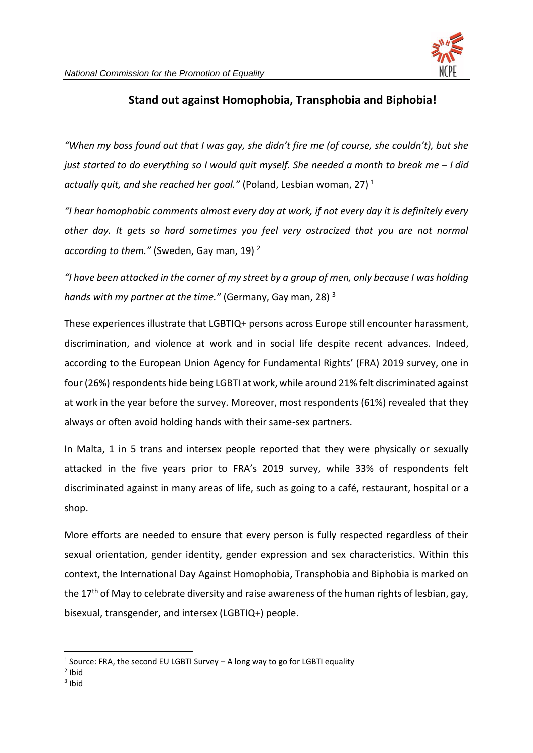## Stand out against Homophobia, Transphobia and Biphobia!

*"When my boss found out that I was gay, she didn't fire me (of course, she couldn't), but she just started to do everything so I would quit myself. She needed a month to break me – I did actually quit, and she reached her goal."* (Poland, Lesbian woman, 27) [1]

*"I hear homophobic comments almost every day at work, if not every day it is definitely every other day. It gets so hard sometimes you feel very ostracized that you are not normal according to them."* (Sweden, Gay man, 19) [2]

*"I have been attacked in the corner of my street by a group of men, only because I was holding hands with my partner at the time."* (Germany, Gay man, 28) [3]

These experiences illustrate that LGBTIQ+ persons across Europe still encounter harassment, discrimination, and violence at work and in social life despite recent advances. Indeed, according to the European Union Agency for Fundamental Rights' (FRA) 2019 survey, one in four (26%) respondents hide being LGBTI at work, while around 21% felt discriminated against at work in the year before the survey. Moreover, most respondents (61%) revealed that they always or often avoid holding hands with their same-sex partners.

In Malta, 1 in 5 trans and intersex people reported that they were physically or sexually attacked in the five years prior to FRA's 2019 survey, while 33% of respondents felt discriminated against in many areas of life, such as going to a café, restaurant, hospital or a shop.

More efforts are needed to ensure that every person is fully respected regardless of their sexual orientation, gender identity, gender expression and sex characteristics. Within this context, the International Day Against Homophobia, Transphobia and Biphobia is marked on the 17th of May to celebrate diversity and raise awareness of the human rights of lesbian, gay, bisexual, transgender, and intersex (LGBTIQ+) people.

---

[1] Source: FRA, the second EU LGBTI Survey – A long way to go for LGBTI equality

[2] Ibid

[3] Ibid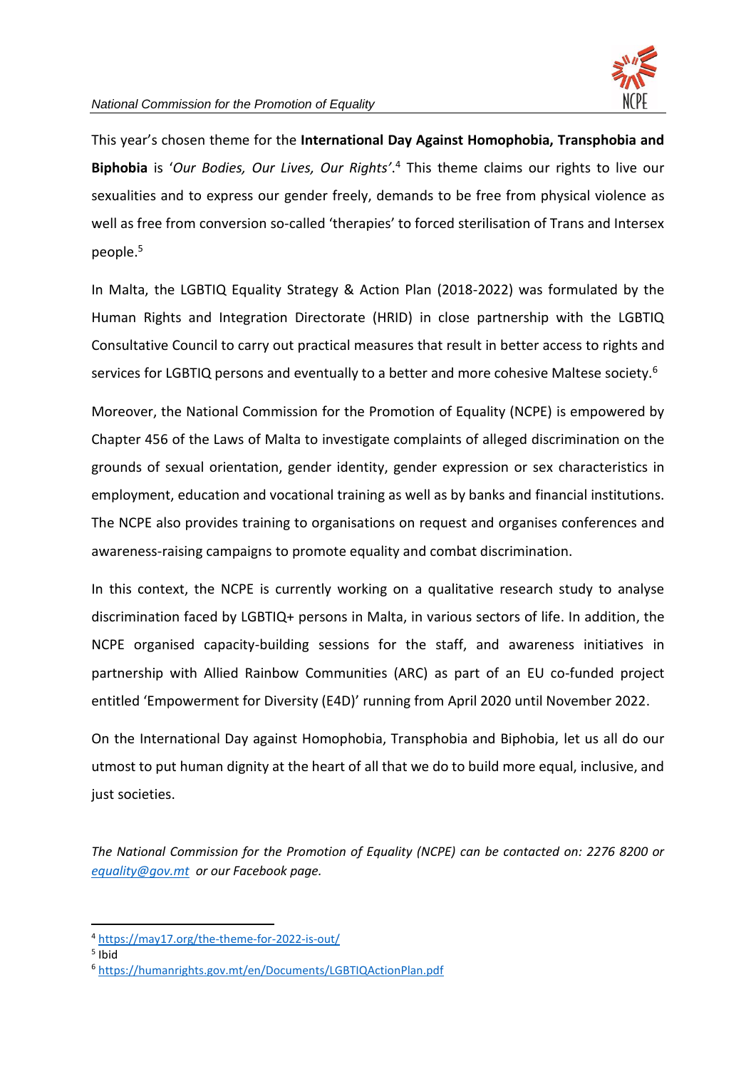This year's chosen theme for the **International Day Against Homophobia, Transphobia and Biphobia** is '*Our Bodies, Our Lives, Our Rights'*.[4] This theme claims our rights to live our sexualities and to express our gender freely, demands to be free from physical violence as well as free from conversion so-called 'therapies' to forced sterilisation of Trans and Intersex people.[5]

In Malta, the LGBTIQ Equality Strategy & Action Plan (2018-2022) was formulated by the Human Rights and Integration Directorate (HRID) in close partnership with the LGBTIQ Consultative Council to carry out practical measures that result in better access to rights and services for LGBTIQ persons and eventually to a better and more cohesive Maltese society.[6]

Moreover, the National Commission for the Promotion of Equality (NCPE) is empowered by Chapter 456 of the Laws of Malta to investigate complaints of alleged discrimination on the grounds of sexual orientation, gender identity, gender expression or sex characteristics in employment, education and vocational training as well as by banks and financial institutions. The NCPE also provides training to organisations on request and organises conferences and awareness-raising campaigns to promote equality and combat discrimination.

In this context, the NCPE is currently working on a qualitative research study to analyse discrimination faced by LGBTIQ+ persons in Malta, in various sectors of life. In addition, the NCPE organised capacity-building sessions for the staff, and awareness initiatives in partnership with Allied Rainbow Communities (ARC) as part of an EU co-funded project entitled 'Empowerment for Diversity (E4D)' running from April 2020 until November 2022.

On the International Day against Homophobia, Transphobia and Biphobia, let us all do our utmost to put human dignity at the heart of all that we do to build more equal, inclusive, and just societies.

*The National Commission for the Promotion of Equality (NCPE) can be contacted on: 2276 8200 or [equality@gov.mt](mailto:equality@gov.mt) or our Facebook page.*

---

[4] https://may17.org/the-theme-for-2022-is-out/

[5] Ibid

[6] https://humanrights.gov.mt/en/Documents/LGBTIQActionPlan.pdf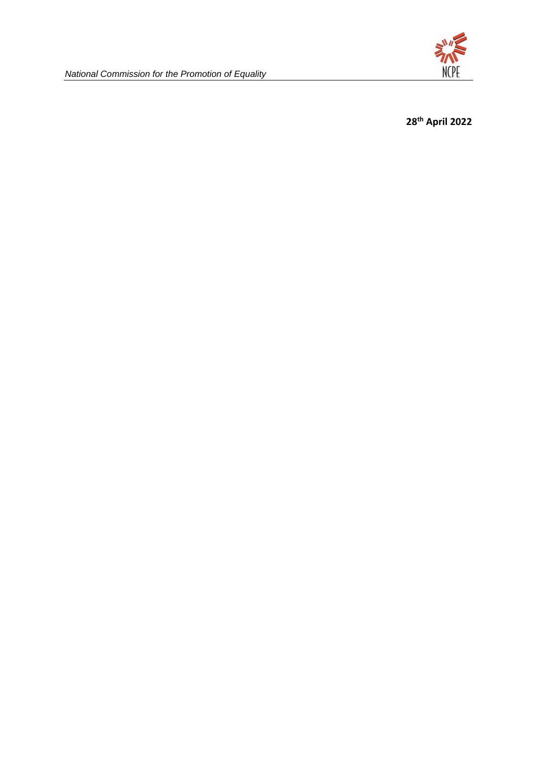**28th April 2022**